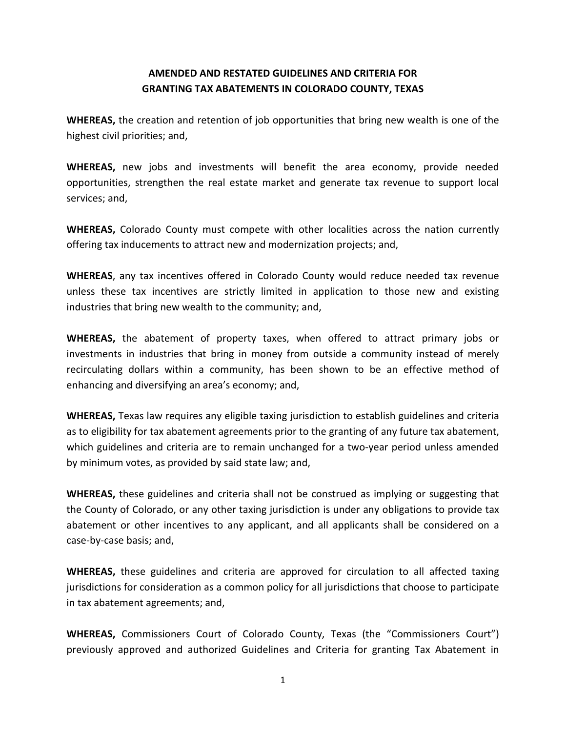# AMENDED AND RESTATED GUIDELINES AND CRITERIA FOR GRANTING TAX ABATEMENTS IN COLORADO COUNTY, TEXAS

**WHEREAS,** the creation and retention of job opportunities that bring new wealth is one of the highest civil priorities; and,

**WHEREAS,** new jobs and investments will benefit the area economy, provide needed opportunities, strengthen the real estate market and generate tax revenue to support local services; and,

**WHEREAS,** Colorado County must compete with other localities across the nation currently offering tax inducements to attract new and modernization projects; and,

**WHEREAS**, any tax incentives offered in Colorado County would reduce needed tax revenue unless these tax incentives are strictly limited in application to those new and existing industries that bring new wealth to the community; and,

**WHEREAS,** the abatement of property taxes, when offered to attract primary jobs or investments in industries that bring in money from outside a community instead of merely recirculating dollars within a community, has been shown to be an effective method of enhancing and diversifying an area's economy; and,

**WHEREAS,** Texas law requires any eligible taxing jurisdiction to establish guidelines and criteria as to eligibility for tax abatement agreements prior to the granting of any future tax abatement, which guidelines and criteria are to remain unchanged for a two-year period unless amended by minimum votes, as provided by said state law; and,

**WHEREAS,** these guidelines and criteria shall not be construed as implying or suggesting that the County of Colorado, or any other taxing jurisdiction is under any obligations to provide tax abatement or other incentives to any applicant, and all applicants shall be considered on a case-by-case basis; and,

**WHEREAS,** these guidelines and criteria are approved for circulation to all affected taxing jurisdictions for consideration as a common policy for all jurisdictions that choose to participate in tax abatement agreements; and,

**WHEREAS,** Commissioners Court of Colorado County, Texas (the "Commissioners Court") previously approved and authorized Guidelines and Criteria for granting Tax Abatement in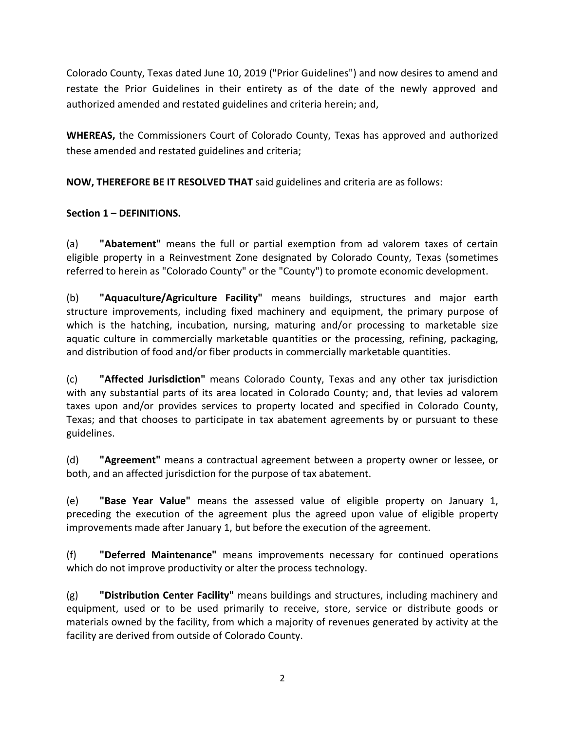Colorado County, Texas dated June 10, 2019 ("Prior Guidelines") and now desires to amend and restate the Prior Guidelines in their entirety as of the date of the newly approved and authorized amended and restated guidelines and criteria herein; and,

**WHEREAS,** the Commissioners Court of Colorado County, Texas has approved and authorized these amended and restated guidelines and criteria;

**NOW, THEREFORE BE IT RESOLVED THAT** said guidelines and criteria are as follows:

**Section 1 – DEFINITIONS.**

(a) **"Abatement"** means the full or partial exemption from ad valorem taxes of certain eligible property in a Reinvestment Zone designated by Colorado County, Texas (sometimes referred to herein as "Colorado County" or the "County") to promote economic development.

(b) **"Aquaculture/Agriculture Facility"** means buildings, structures and major earth structure improvements, including fixed machinery and equipment, the primary purpose of which is the hatching, incubation, nursing, maturing and/or processing to marketable size aquatic culture in commercially marketable quantities or the processing, refining, packaging, and distribution of food and/or fiber products in commercially marketable quantities.

(c) **"Affected Jurisdiction"** means Colorado County, Texas and any other tax jurisdiction with any substantial parts of its area located in Colorado County; and, that levies ad valorem taxes upon and/or provides services to property located and specified in Colorado County, Texas; and that chooses to participate in tax abatement agreements by or pursuant to these guidelines.

(d) **"Agreement"** means a contractual agreement between a property owner or lessee, or both, and an affected jurisdiction for the purpose of tax abatement.

(e) **"Base Year Value"** means the assessed value of eligible property on January 1, preceding the execution of the agreement plus the agreed upon value of eligible property improvements made after January 1, but before the execution of the agreement.

(f) **"Deferred Maintenance"** means improvements necessary for continued operations which do not improve productivity or alter the process technology.

(g) **"Distribution Center Facility"** means buildings and structures, including machinery and equipment, used or to be used primarily to receive, store, service or distribute goods or materials owned by the facility, from which a majority of revenues generated by activity at the facility are derived from outside of Colorado County.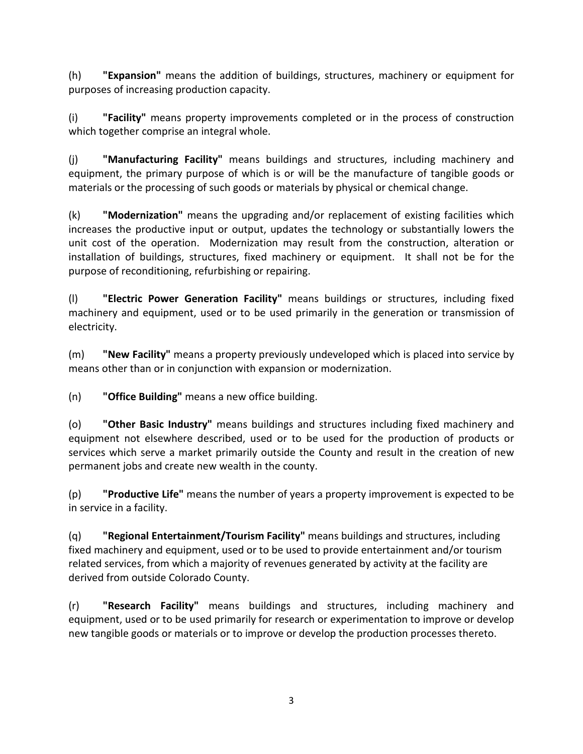(h) **"Expansion"** means the addition of buildings, structures, machinery or equipment for purposes of increasing production capacity.

(i) **"Facility"** means property improvements completed or in the process of construction which together comprise an integral whole.

(j) **"Manufacturing Facility"** means buildings and structures, including machinery and equipment, the primary purpose of which is or will be the manufacture of tangible goods or materials or the processing of such goods or materials by physical or chemical change.

(k) **"Modernization"** means the upgrading and/or replacement of existing facilities which increases the productive input or output, updates the technology or substantially lowers the unit cost of the operation. Modernization may result from the construction, alteration or installation of buildings, structures, fixed machinery or equipment. It shall not be for the purpose of reconditioning, refurbishing or repairing.

(l) **"Electric Power Generation Facility"** means buildings or structures, including fixed machinery and equipment, used or to be used primarily in the generation or transmission of electricity.

(m) **"New Facility"** means a property previously undeveloped which is placed into service by means other than or in conjunction with expansion or modernization.

(n) **"Office Building"** means a new office building.

(o) **"Other Basic Industry"** means buildings and structures including fixed machinery and equipment not elsewhere described, used or to be used for the production of products or services which serve a market primarily outside the County and result in the creation of new permanent jobs and create new wealth in the county.

(p) **"Productive Life"** means the number of years a property improvement is expected to be in service in a facility.

(q) **"Regional Entertainment/Tourism Facility"** means buildings and structures, including fixed machinery and equipment, used or to be used to provide entertainment and/or tourism related services, from which a majority of revenues generated by activity at the facility are derived from outside Colorado County.

(r) **"Research Facility"** means buildings and structures, including machinery and equipment, used or to be used primarily for research or experimentation to improve or develop new tangible goods or materials or to improve or develop the production processes thereto.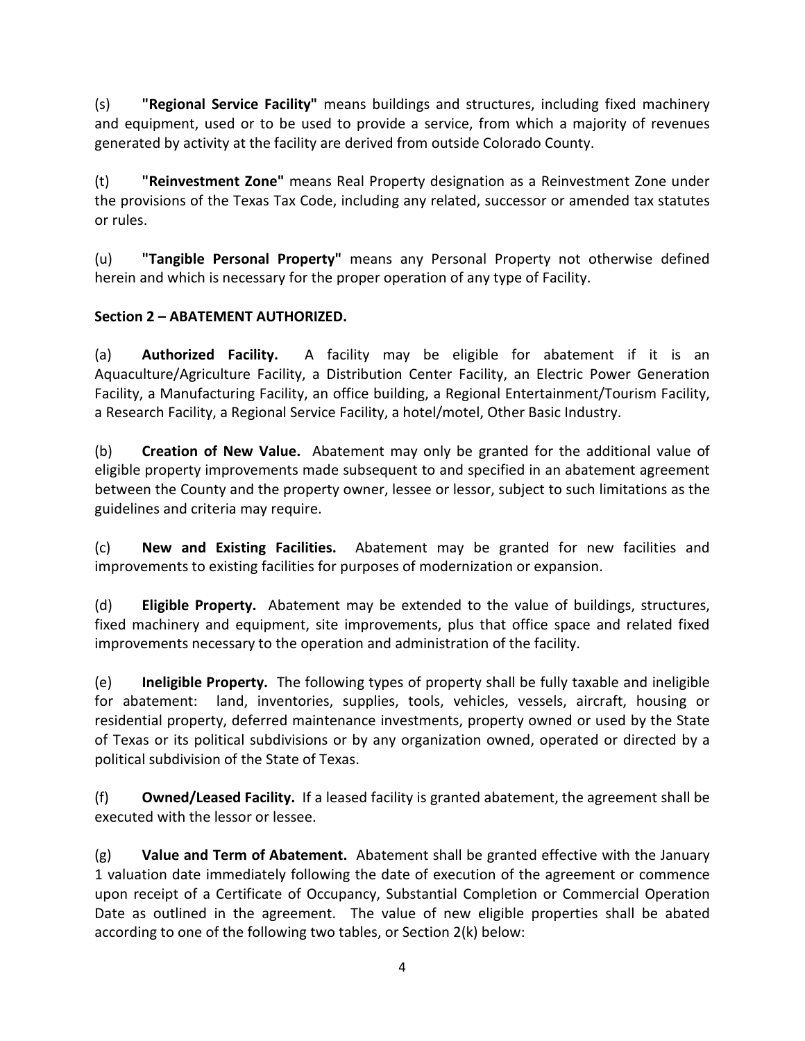(s) **"Regional Service Facility"** means buildings and structures, including fixed machinery and equipment, used or to be used to provide a service, from which a majority of revenues generated by activity at the facility are derived from outside Colorado County.

(t) **"Reinvestment Zone"** means Real Property designation as a Reinvestment Zone under the provisions of the Texas Tax Code, including any related, successor or amended tax statutes or rules.

(u) **"Tangible Personal Property"** means any Personal Property not otherwise defined herein and which is necessary for the proper operation of any type of Facility.

**Section 2 – ABATEMENT AUTHORIZED.**

(a) **Authorized Facility.** A facility may be eligible for abatement if it is an Aquaculture/Agriculture Facility, a Distribution Center Facility, an Electric Power Generation Facility, a Manufacturing Facility, an office building, a Regional Entertainment/Tourism Facility, a Research Facility, a Regional Service Facility, a hotel/motel, Other Basic Industry.

(b) **Creation of New Value.** Abatement may only be granted for the additional value of eligible property improvements made subsequent to and specified in an abatement agreement between the County and the property owner, lessee or lessor, subject to such limitations as the guidelines and criteria may require.

(c) **New and Existing Facilities.** Abatement may be granted for new facilities and improvements to existing facilities for purposes of modernization or expansion.

(d) **Eligible Property.** Abatement may be extended to the value of buildings, structures, fixed machinery and equipment, site improvements, plus that office space and related fixed improvements necessary to the operation and administration of the facility.

(e) **Ineligible Property.** The following types of property shall be fully taxable and ineligible for abatement: land, inventories, supplies, tools, vehicles, vessels, aircraft, housing or residential property, deferred maintenance investments, property owned or used by the State of Texas or its political subdivisions or by any organization owned, operated or directed by a political subdivision of the State of Texas.

(f) **Owned/Leased Facility.** If a leased facility is granted abatement, the agreement shall be executed with the lessor or lessee.

(g) **Value and Term of Abatement.** Abatement shall be granted effective with the January 1 valuation date immediately following the date of execution of the agreement or commence upon receipt of a Certificate of Occupancy, Substantial Completion or Commercial Operation Date as outlined in the agreement. The value of new eligible properties shall be abated according to one of the following two tables, or Section 2(k) below: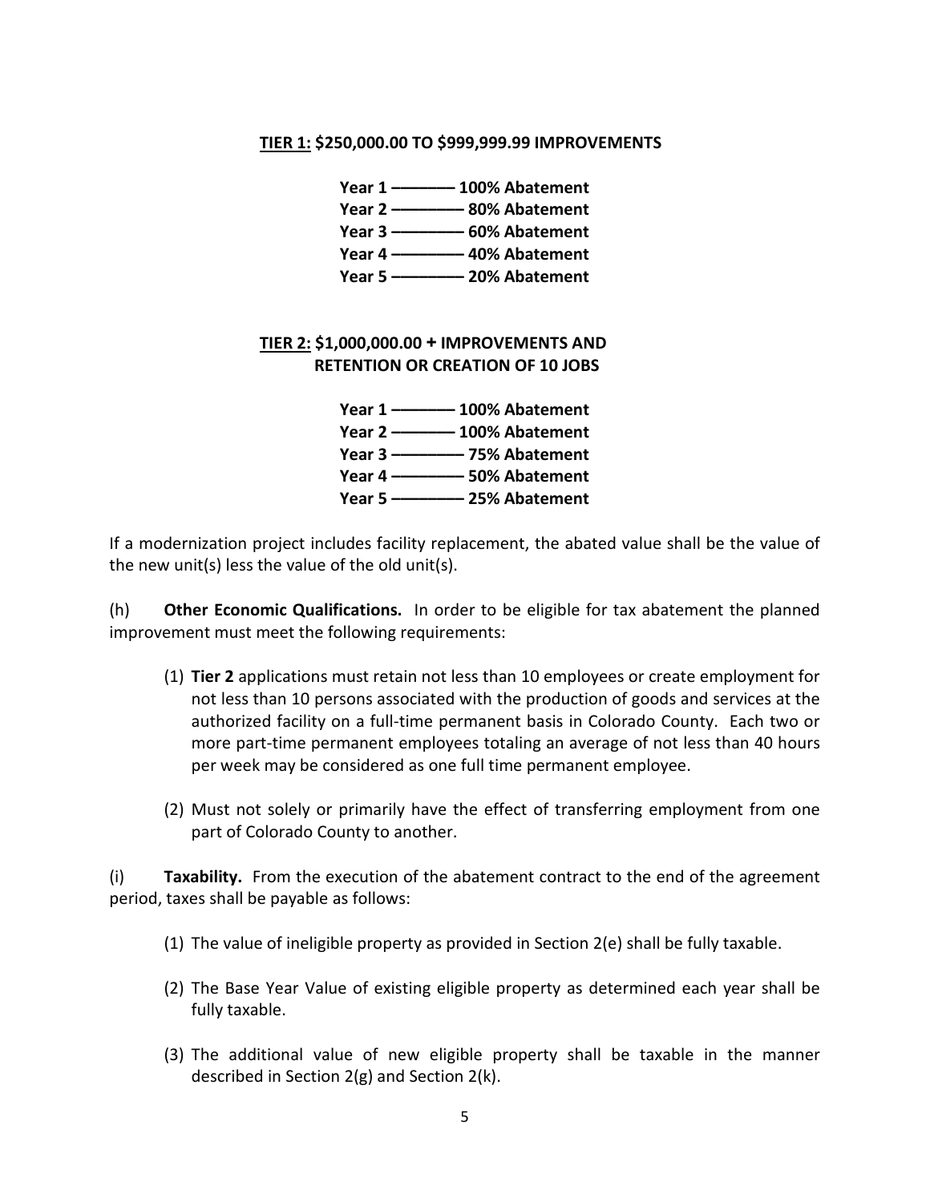**<u>TIER 1:</u> $250,000.00 TO $999,999.99 IMPROVEMENTS**

**Year 1 ———— 100% Abatement**
**Year 2 ———— 80% Abatement**
**Year 3 ———— 60% Abatement**
**Year 4 ———— 40% Abatement**
**Year 5 ———— 20% Abatement**

**<u>TIER 2:</u> $1,000,000.00 + IMPROVEMENTS AND RETENTION OR CREATION OF 10 JOBS**

**Year 1 ———— 100% Abatement**
**Year 2 ———— 100% Abatement**
**Year 3 ———— 75% Abatement**
**Year 4 ———— 50% Abatement**
**Year 5 ———— 25% Abatement**

If a modernization project includes facility replacement, the abated value shall be the value of the new unit(s) less the value of the old unit(s).

(h) **Other Economic Qualifications.** In order to be eligible for tax abatement the planned improvement must meet the following requirements:

(1) **Tier 2** applications must retain not less than 10 employees or create employment for not less than 10 persons associated with the production of goods and services at the authorized facility on a full-time permanent basis in Colorado County. Each two or more part-time permanent employees totaling an average of not less than 40 hours per week may be considered as one full time permanent employee.

(2) Must not solely or primarily have the effect of transferring employment from one part of Colorado County to another.

(i) **Taxability.** From the execution of the abatement contract to the end of the agreement period, taxes shall be payable as follows:

(1) The value of ineligible property as provided in Section 2(e) shall be fully taxable.

(2) The Base Year Value of existing eligible property as determined each year shall be fully taxable.

(3) The additional value of new eligible property shall be taxable in the manner described in Section 2(g) and Section 2(k).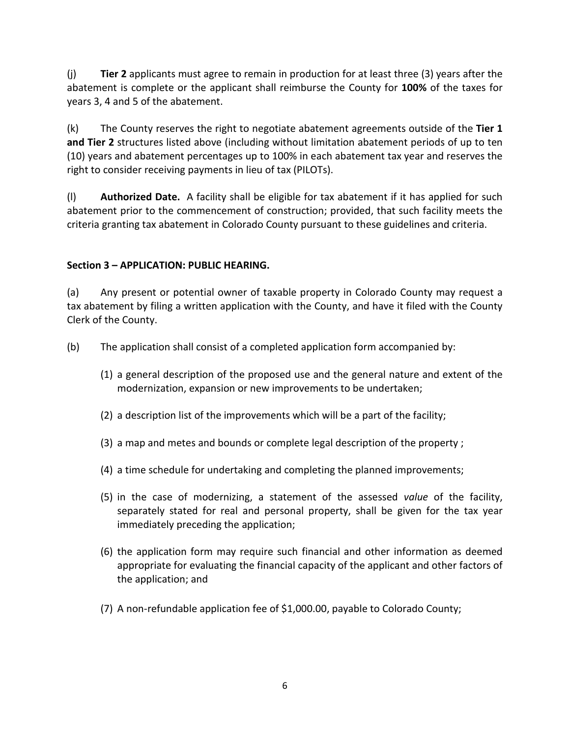(j) **Tier 2** applicants must agree to remain in production for at least three (3) years after the abatement is complete or the applicant shall reimburse the County for **100%** of the taxes for years 3, 4 and 5 of the abatement.

(k) The County reserves the right to negotiate abatement agreements outside of the **Tier 1 and Tier 2** structures listed above (including without limitation abatement periods of up to ten (10) years and abatement percentages up to 100% in each abatement tax year and reserves the right to consider receiving payments in lieu of tax (PILOTs).

(l) **Authorized Date.** A facility shall be eligible for tax abatement if it has applied for such abatement prior to the commencement of construction; provided, that such facility meets the criteria granting tax abatement in Colorado County pursuant to these guidelines and criteria.

**Section 3 – APPLICATION: PUBLIC HEARING.**

(a) Any present or potential owner of taxable property in Colorado County may request a tax abatement by filing a written application with the County, and have it filed with the County Clerk of the County.

(b) The application shall consist of a completed application form accompanied by:

(1) a general description of the proposed use and the general nature and extent of the modernization, expansion or new improvements to be undertaken;

(2) a description list of the improvements which will be a part of the facility;

(3) a map and metes and bounds or complete legal description of the property ;

(4) a time schedule for undertaking and completing the planned improvements;

(5) in the case of modernizing, a statement of the assessed *value* of the facility, separately stated for real and personal property, shall be given for the tax year immediately preceding the application;

(6) the application form may require such financial and other information as deemed appropriate for evaluating the financial capacity of the applicant and other factors of the application; and

(7) A non-refundable application fee of $1,000.00, payable to Colorado County;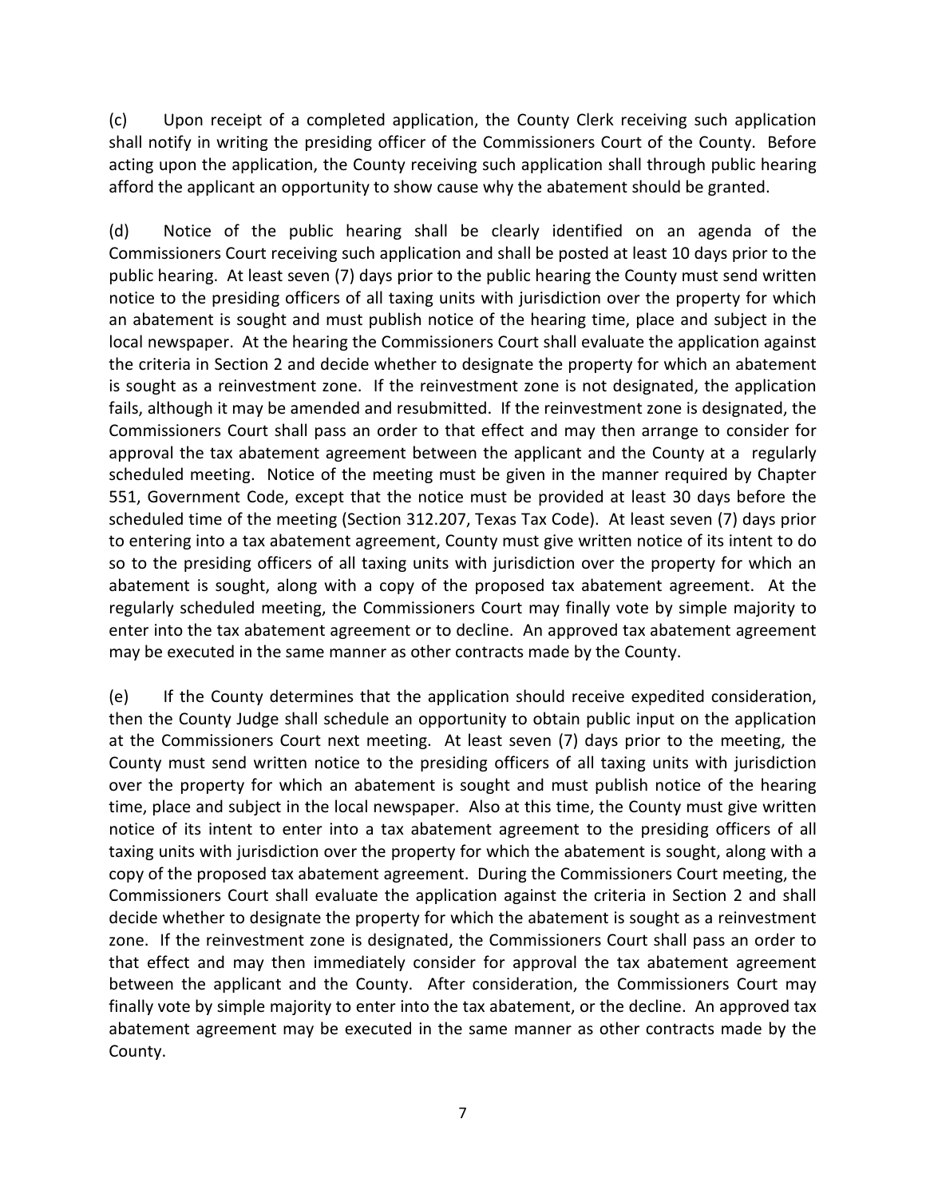(c) Upon receipt of a completed application, the County Clerk receiving such application shall notify in writing the presiding officer of the Commissioners Court of the County. Before acting upon the application, the County receiving such application shall through public hearing afford the applicant an opportunity to show cause why the abatement should be granted.

(d) Notice of the public hearing shall be clearly identified on an agenda of the Commissioners Court receiving such application and shall be posted at least 10 days prior to the public hearing. At least seven (7) days prior to the public hearing the County must send written notice to the presiding officers of all taxing units with jurisdiction over the property for which an abatement is sought and must publish notice of the hearing time, place and subject in the local newspaper. At the hearing the Commissioners Court shall evaluate the application against the criteria in Section 2 and decide whether to designate the property for which an abatement is sought as a reinvestment zone. If the reinvestment zone is not designated, the application fails, although it may be amended and resubmitted. If the reinvestment zone is designated, the Commissioners Court shall pass an order to that effect and may then arrange to consider for approval the tax abatement agreement between the applicant and the County at a regularly scheduled meeting. Notice of the meeting must be given in the manner required by Chapter 551, Government Code, except that the notice must be provided at least 30 days before the scheduled time of the meeting (Section 312.207, Texas Tax Code). At least seven (7) days prior to entering into a tax abatement agreement, County must give written notice of its intent to do so to the presiding officers of all taxing units with jurisdiction over the property for which an abatement is sought, along with a copy of the proposed tax abatement agreement. At the regularly scheduled meeting, the Commissioners Court may finally vote by simple majority to enter into the tax abatement agreement or to decline. An approved tax abatement agreement may be executed in the same manner as other contracts made by the County.

(e) If the County determines that the application should receive expedited consideration, then the County Judge shall schedule an opportunity to obtain public input on the application at the Commissioners Court next meeting. At least seven (7) days prior to the meeting, the County must send written notice to the presiding officers of all taxing units with jurisdiction over the property for which an abatement is sought and must publish notice of the hearing time, place and subject in the local newspaper. Also at this time, the County must give written notice of its intent to enter into a tax abatement agreement to the presiding officers of all taxing units with jurisdiction over the property for which the abatement is sought, along with a copy of the proposed tax abatement agreement. During the Commissioners Court meeting, the Commissioners Court shall evaluate the application against the criteria in Section 2 and shall decide whether to designate the property for which the abatement is sought as a reinvestment zone. If the reinvestment zone is designated, the Commissioners Court shall pass an order to that effect and may then immediately consider for approval the tax abatement agreement between the applicant and the County. After consideration, the Commissioners Court may finally vote by simple majority to enter into the tax abatement, or the decline. An approved tax abatement agreement may be executed in the same manner as other contracts made by the County.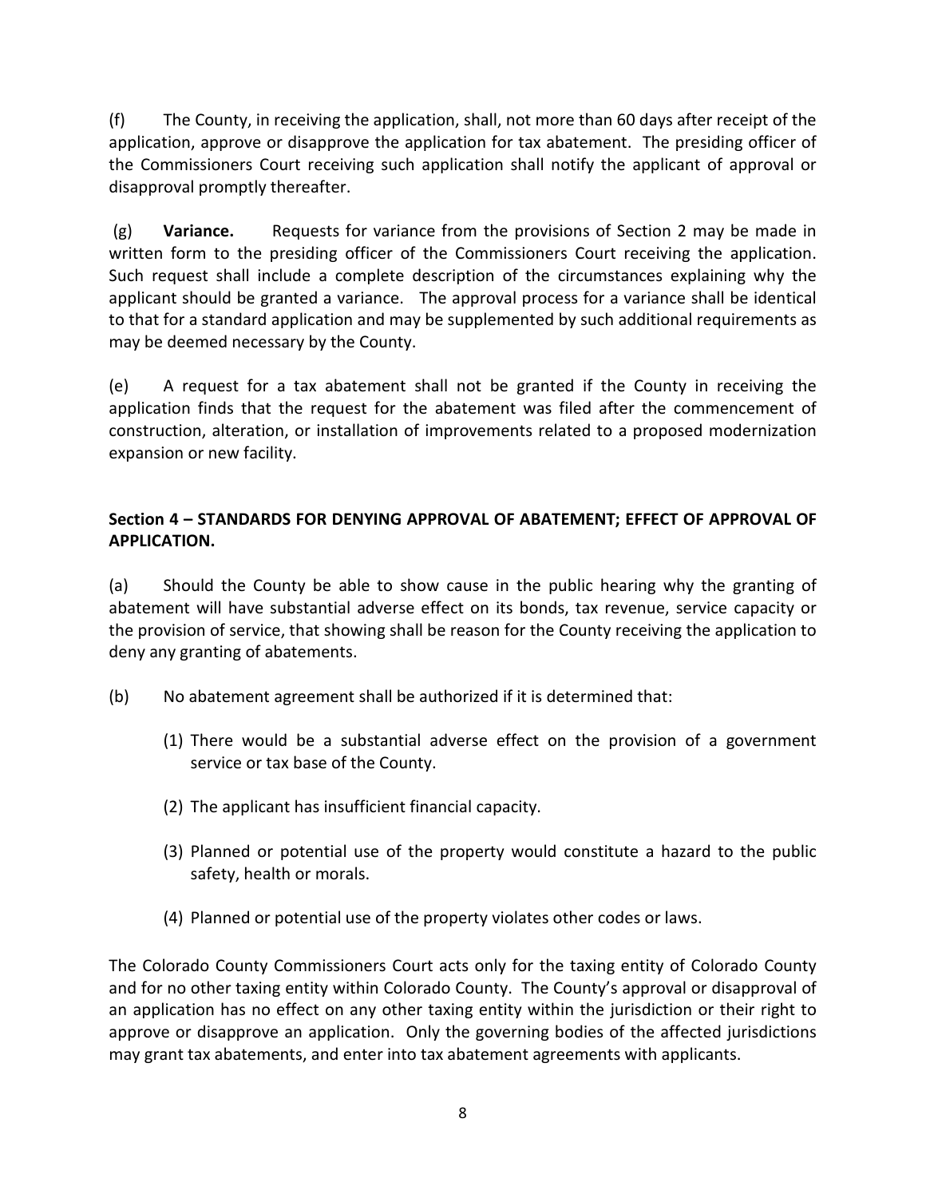(f) The County, in receiving the application, shall, not more than 60 days after receipt of the application, approve or disapprove the application for tax abatement. The presiding officer of the Commissioners Court receiving such application shall notify the applicant of approval or disapproval promptly thereafter.

(g) **Variance.** Requests for variance from the provisions of Section 2 may be made in written form to the presiding officer of the Commissioners Court receiving the application. Such request shall include a complete description of the circumstances explaining why the applicant should be granted a variance. The approval process for a variance shall be identical to that for a standard application and may be supplemented by such additional requirements as may be deemed necessary by the County.

(e) A request for a tax abatement shall not be granted if the County in receiving the application finds that the request for the abatement was filed after the commencement of construction, alteration, or installation of improvements related to a proposed modernization expansion or new facility.

**Section 4 – STANDARDS FOR DENYING APPROVAL OF ABATEMENT; EFFECT OF APPROVAL OF APPLICATION.**

(a) Should the County be able to show cause in the public hearing why the granting of abatement will have substantial adverse effect on its bonds, tax revenue, service capacity or the provision of service, that showing shall be reason for the County receiving the application to deny any granting of abatements.

(b) No abatement agreement shall be authorized if it is determined that:

(1) There would be a substantial adverse effect on the provision of a government service or tax base of the County.

(2) The applicant has insufficient financial capacity.

(3) Planned or potential use of the property would constitute a hazard to the public safety, health or morals.

(4) Planned or potential use of the property violates other codes or laws.

The Colorado County Commissioners Court acts only for the taxing entity of Colorado County and for no other taxing entity within Colorado County. The County's approval or disapproval of an application has no effect on any other taxing entity within the jurisdiction or their right to approve or disapprove an application. Only the governing bodies of the affected jurisdictions may grant tax abatements, and enter into tax abatement agreements with applicants.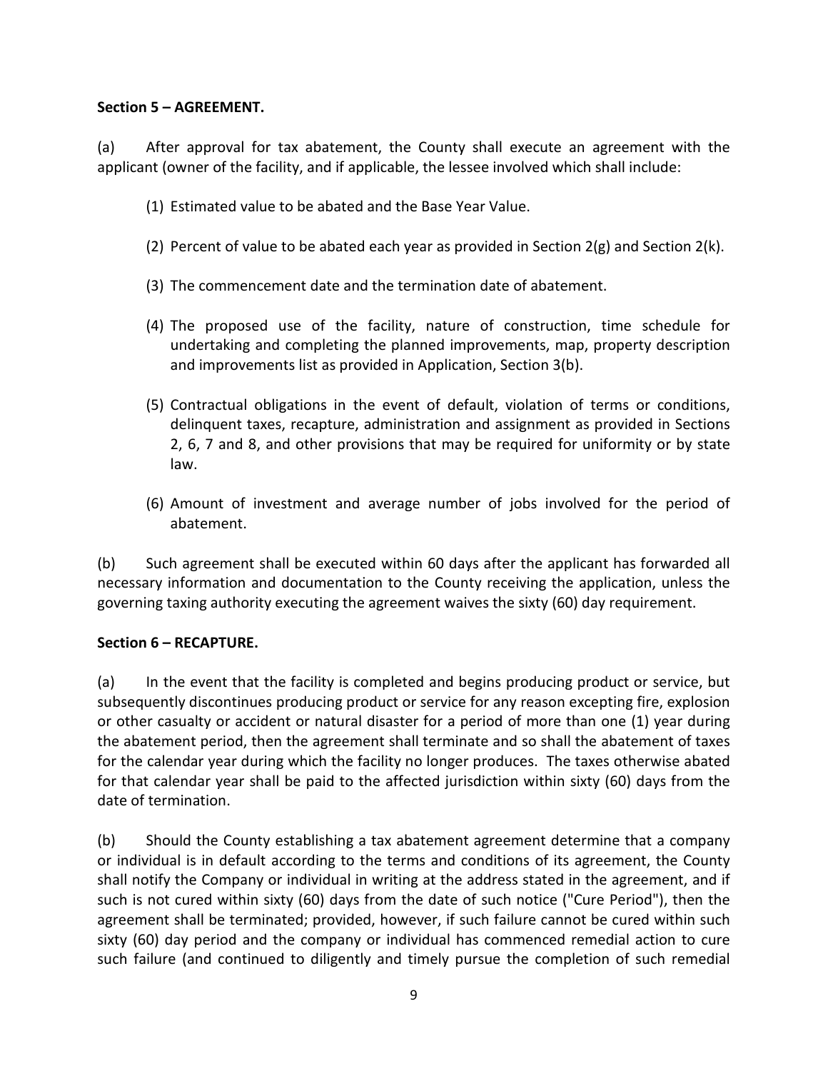**Section 5 – AGREEMENT.**

(a) After approval for tax abatement, the County shall execute an agreement with the applicant (owner of the facility, and if applicable, the lessee involved which shall include:

(1) Estimated value to be abated and the Base Year Value.

(2) Percent of value to be abated each year as provided in Section 2(g) and Section 2(k).

(3) The commencement date and the termination date of abatement.

(4) The proposed use of the facility, nature of construction, time schedule for undertaking and completing the planned improvements, map, property description and improvements list as provided in Application, Section 3(b).

(5) Contractual obligations in the event of default, violation of terms or conditions, delinquent taxes, recapture, administration and assignment as provided in Sections 2, 6, 7 and 8, and other provisions that may be required for uniformity or by state law.

(6) Amount of investment and average number of jobs involved for the period of abatement.

(b) Such agreement shall be executed within 60 days after the applicant has forwarded all necessary information and documentation to the County receiving the application, unless the governing taxing authority executing the agreement waives the sixty (60) day requirement.

**Section 6 – RECAPTURE.**

(a) In the event that the facility is completed and begins producing product or service, but subsequently discontinues producing product or service for any reason excepting fire, explosion or other casualty or accident or natural disaster for a period of more than one (1) year during the abatement period, then the agreement shall terminate and so shall the abatement of taxes for the calendar year during which the facility no longer produces. The taxes otherwise abated for that calendar year shall be paid to the affected jurisdiction within sixty (60) days from the date of termination.

(b) Should the County establishing a tax abatement agreement determine that a company or individual is in default according to the terms and conditions of its agreement, the County shall notify the Company or individual in writing at the address stated in the agreement, and if such is not cured within sixty (60) days from the date of such notice ("Cure Period"), then the agreement shall be terminated; provided, however, if such failure cannot be cured within such sixty (60) day period and the company or individual has commenced remedial action to cure such failure (and continued to diligently and timely pursue the completion of such remedial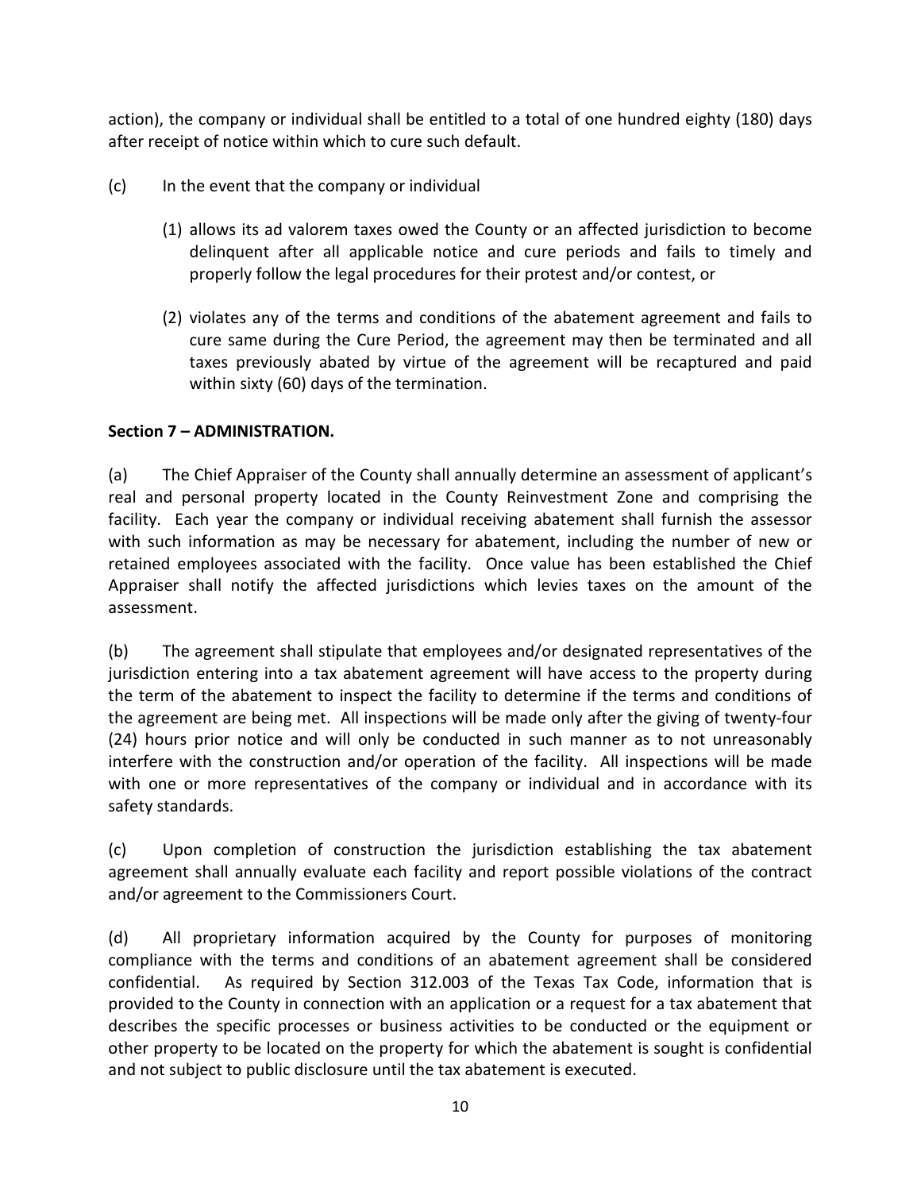action), the company or individual shall be entitled to a total of one hundred eighty (180) days after receipt of notice within which to cure such default.

(c) In the event that the company or individual

(1) allows its ad valorem taxes owed the County or an affected jurisdiction to become delinquent after all applicable notice and cure periods and fails to timely and properly follow the legal procedures for their protest and/or contest, or

(2) violates any of the terms and conditions of the abatement agreement and fails to cure same during the Cure Period, the agreement may then be terminated and all taxes previously abated by virtue of the agreement will be recaptured and paid within sixty (60) days of the termination.

**Section 7 – ADMINISTRATION.**

(a) The Chief Appraiser of the County shall annually determine an assessment of applicant's real and personal property located in the County Reinvestment Zone and comprising the facility. Each year the company or individual receiving abatement shall furnish the assessor with such information as may be necessary for abatement, including the number of new or retained employees associated with the facility. Once value has been established the Chief Appraiser shall notify the affected jurisdictions which levies taxes on the amount of the assessment.

(b) The agreement shall stipulate that employees and/or designated representatives of the jurisdiction entering into a tax abatement agreement will have access to the property during the term of the abatement to inspect the facility to determine if the terms and conditions of the agreement are being met. All inspections will be made only after the giving of twenty-four (24) hours prior notice and will only be conducted in such manner as to not unreasonably interfere with the construction and/or operation of the facility. All inspections will be made with one or more representatives of the company or individual and in accordance with its safety standards.

(c) Upon completion of construction the jurisdiction establishing the tax abatement agreement shall annually evaluate each facility and report possible violations of the contract and/or agreement to the Commissioners Court.

(d) All proprietary information acquired by the County for purposes of monitoring compliance with the terms and conditions of an abatement agreement shall be considered confidential. As required by Section 312.003 of the Texas Tax Code, information that is provided to the County in connection with an application or a request for a tax abatement that describes the specific processes or business activities to be conducted or the equipment or other property to be located on the property for which the abatement is sought is confidential and not subject to public disclosure until the tax abatement is executed.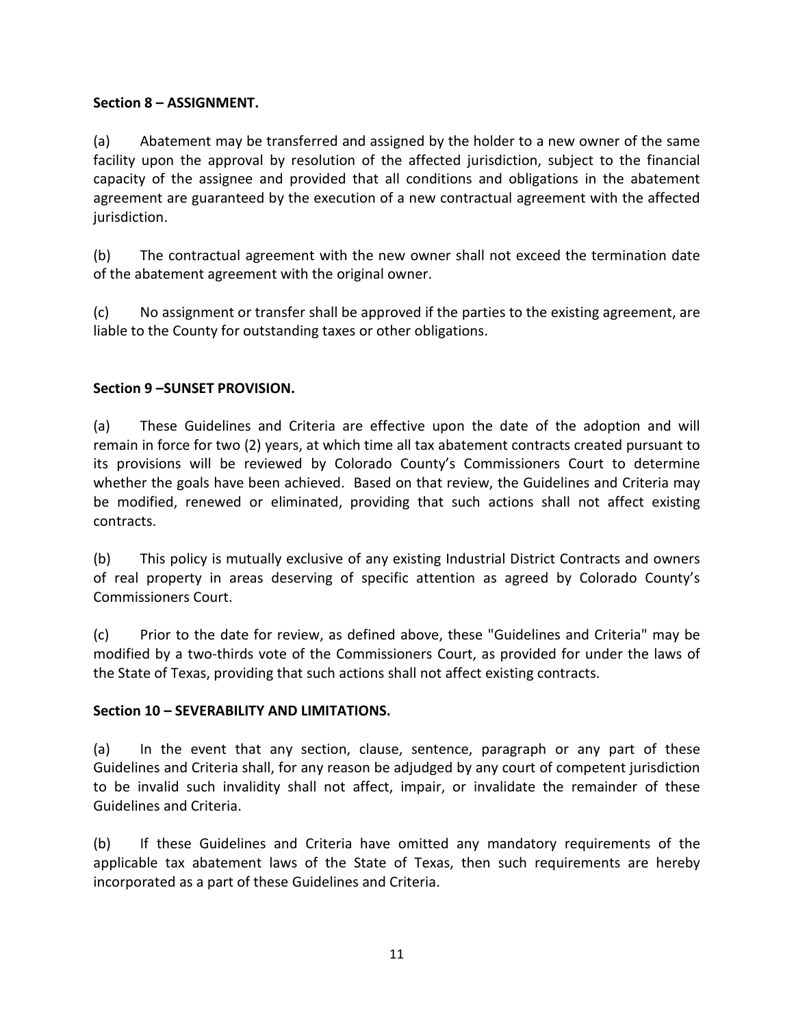**Section 8 – ASSIGNMENT.**

(a) Abatement may be transferred and assigned by the holder to a new owner of the same facility upon the approval by resolution of the affected jurisdiction, subject to the financial capacity of the assignee and provided that all conditions and obligations in the abatement agreement are guaranteed by the execution of a new contractual agreement with the affected jurisdiction.

(b) The contractual agreement with the new owner shall not exceed the termination date of the abatement agreement with the original owner.

(c) No assignment or transfer shall be approved if the parties to the existing agreement, are liable to the County for outstanding taxes or other obligations.

**Section 9 –SUNSET PROVISION.**

(a) These Guidelines and Criteria are effective upon the date of the adoption and will remain in force for two (2) years, at which time all tax abatement contracts created pursuant to its provisions will be reviewed by Colorado County's Commissioners Court to determine whether the goals have been achieved. Based on that review, the Guidelines and Criteria may be modified, renewed or eliminated, providing that such actions shall not affect existing contracts.

(b) This policy is mutually exclusive of any existing Industrial District Contracts and owners of real property in areas deserving of specific attention as agreed by Colorado County's Commissioners Court.

(c) Prior to the date for review, as defined above, these "Guidelines and Criteria" may be modified by a two-thirds vote of the Commissioners Court, as provided for under the laws of the State of Texas, providing that such actions shall not affect existing contracts.

**Section 10 – SEVERABILITY AND LIMITATIONS.**

(a) In the event that any section, clause, sentence, paragraph or any part of these Guidelines and Criteria shall, for any reason be adjudged by any court of competent jurisdiction to be invalid such invalidity shall not affect, impair, or invalidate the remainder of these Guidelines and Criteria.

(b) If these Guidelines and Criteria have omitted any mandatory requirements of the applicable tax abatement laws of the State of Texas, then such requirements are hereby incorporated as a part of these Guidelines and Criteria.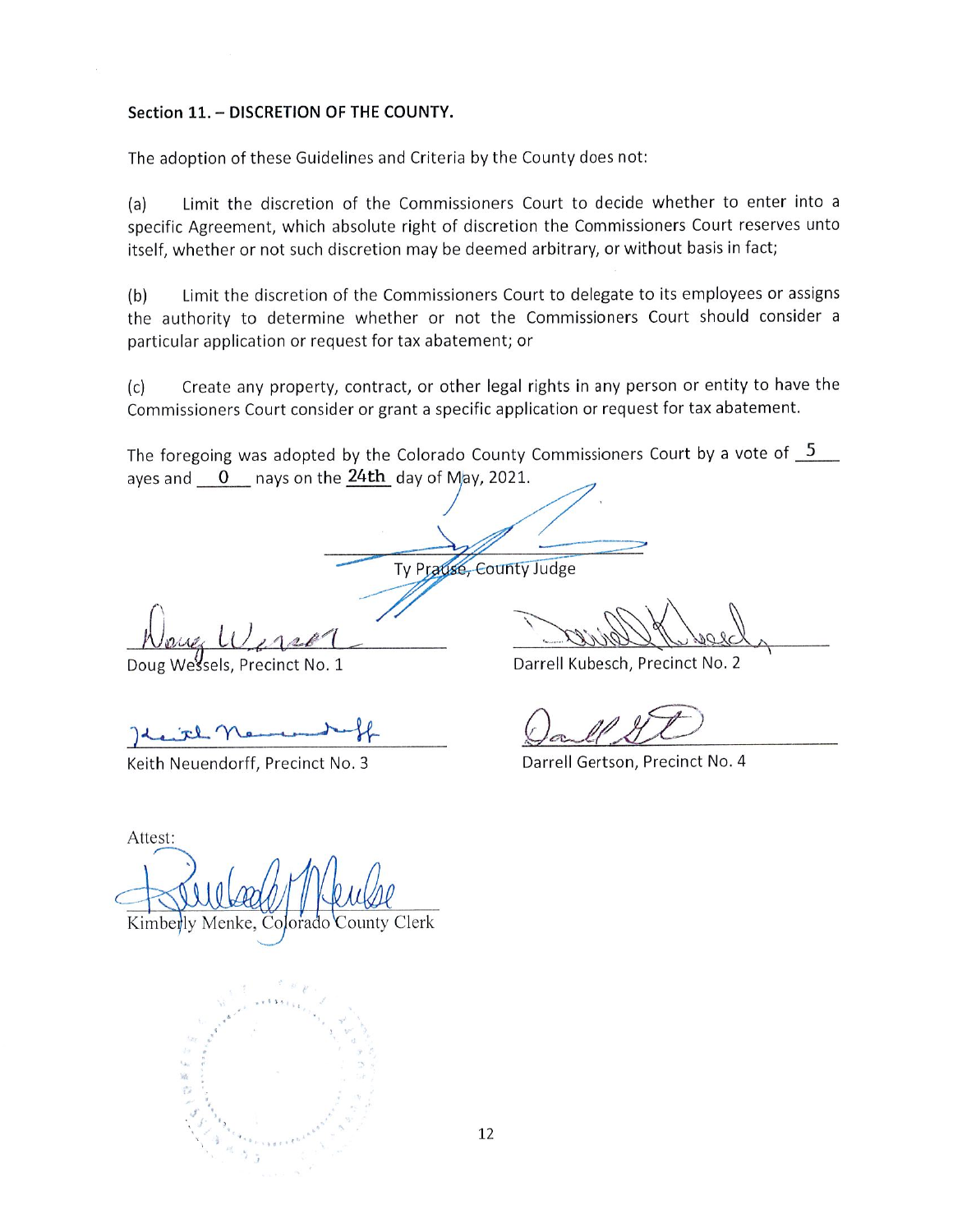**Section 11. – DISCRETION OF THE COUNTY.**

The adoption of these Guidelines and Criteria by the County does not:

(a) Limit the discretion of the Commissioners Court to decide whether to enter into a specific Agreement, which absolute right of discretion the Commissioners Court reserves unto itself, whether or not such discretion may be deemed arbitrary, or without basis in fact;

(b) Limit the discretion of the Commissioners Court to delegate to its employees or assigns the authority to determine whether or not the Commissioners Court should consider a particular application or request for tax abatement; or

(c) Create any property, contract, or other legal rights in any person or entity to have the Commissioners Court consider or grant a specific application or request for tax abatement.

The foregoing was adopted by the Colorado County Commissioners Court by a vote of 5 ayes and 0 nays on the 24th day of May, 2021.

Ty Prause, County Judge

Doug Wessels, Precinct No. 1

Darrell Kubesch, Precinct No. 2

Keith Neuendorff, Precinct No. 3

Darrell Gertson, Precinct No. 4

Attest:

Kimberly Menke, Colorado County Clerk